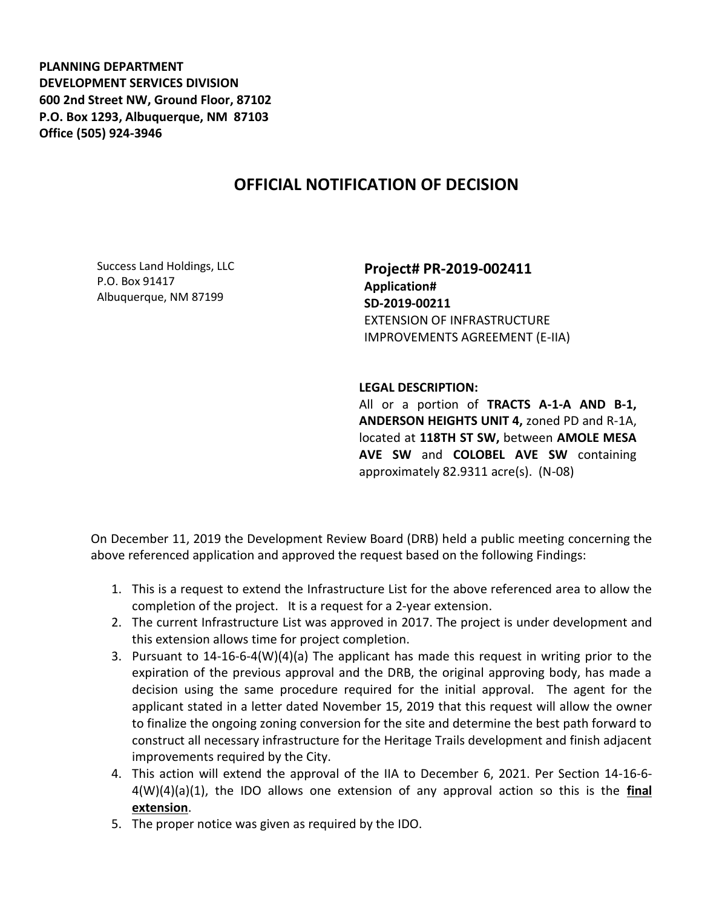**PLANNING DEPARTMENT**
**DEVELOPMENT SERVICES DIVISION**
**600 2nd Street NW, Ground Floor, 87102**
**P.O. Box 1293, Albuquerque, NM 87103**
**Office (505) 924-3946**

# OFFICIAL NOTIFICATION OF DECISION

Success Land Holdings, LLC
P.O. Box 91417
Albuquerque, NM 87199

**Project# PR-2019-002411**
**Application#**
**SD-2019-00211**
EXTENSION OF INFRASTRUCTURE IMPROVEMENTS AGREEMENT (E-IIA)

**LEGAL DESCRIPTION:**
All or a portion of **TRACTS A-1-A AND B-1, ANDERSON HEIGHTS UNIT 4,** zoned PD and R-1A, located at **118TH ST SW,** between **AMOLE MESA AVE SW** and **COLOBEL AVE SW** containing approximately 82.9311 acre(s). (N-08)

On December 11, 2019 the Development Review Board (DRB) held a public meeting concerning the above referenced application and approved the request based on the following Findings:

1. This is a request to extend the Infrastructure List for the above referenced area to allow the completion of the project. It is a request for a 2-year extension.
2. The current Infrastructure List was approved in 2017. The project is under development and this extension allows time for project completion.
3. Pursuant to 14-16-6-4(W)(4)(a) The applicant has made this request in writing prior to the expiration of the previous approval and the DRB, the original approving body, has made a decision using the same procedure required for the initial approval. The agent for the applicant stated in a letter dated November 15, 2019 that this request will allow the owner to finalize the ongoing zoning conversion for the site and determine the best path forward to construct all necessary infrastructure for the Heritage Trails development and finish adjacent improvements required by the City.
4. This action will extend the approval of the IIA to December 6, 2021. Per Section 14-16-6-4(W)(4)(a)(1), the IDO allows one extension of any approval action so this is the **final extension**.
5. The proper notice was given as required by the IDO.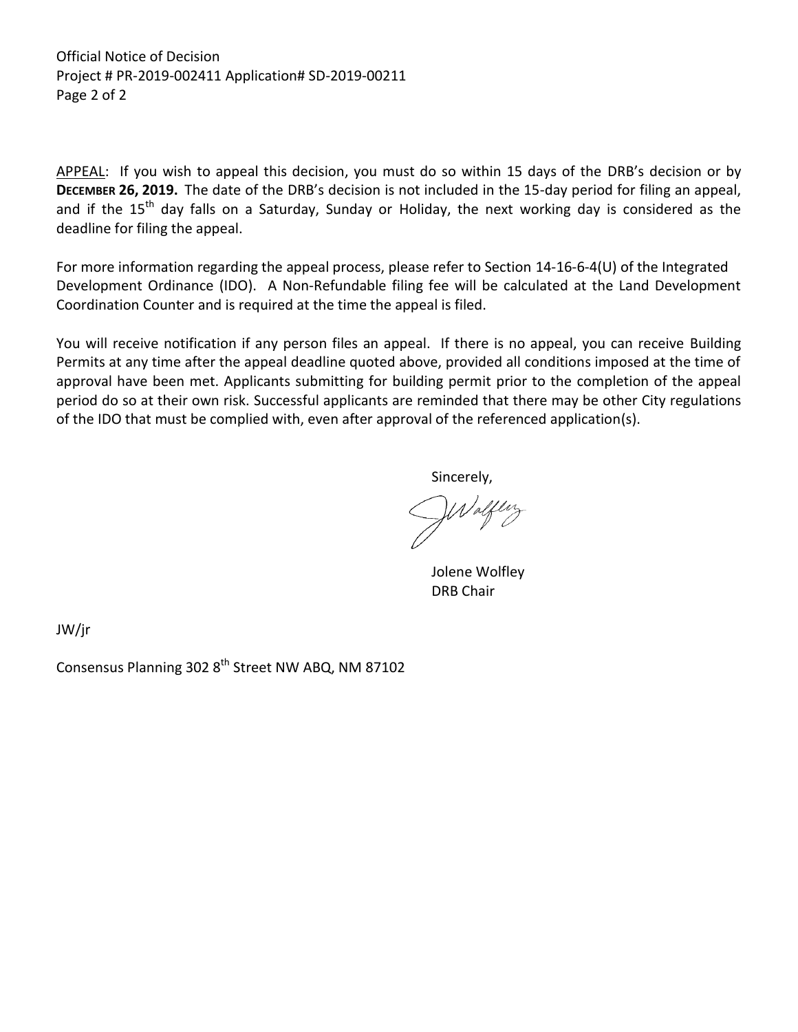<u>APPEAL</u>: If you wish to appeal this decision, you must do so within 15 days of the DRB's decision or by **DECEMBER 26, 2019.** The date of the DRB's decision is not included in the 15-day period for filing an appeal, and if the 15th day falls on a Saturday, Sunday or Holiday, the next working day is considered as the deadline for filing the appeal.

For more information regarding the appeal process, please refer to Section 14-16-6-4(U) of the Integrated Development Ordinance (IDO). A Non-Refundable filing fee will be calculated at the Land Development Coordination Counter and is required at the time the appeal is filed.

You will receive notification if any person files an appeal. If there is no appeal, you can receive Building Permits at any time after the appeal deadline quoted above, provided all conditions imposed at the time of approval have been met. Applicants submitting for building permit prior to the completion of the appeal period do so at their own risk. Successful applicants are reminded that there may be other City regulations of the IDO that must be complied with, even after approval of the referenced application(s).

Sincerely,

Jolene Wolfley
DRB Chair

JW/jr

Consensus Planning 302 8th Street NW ABQ, NM 87102